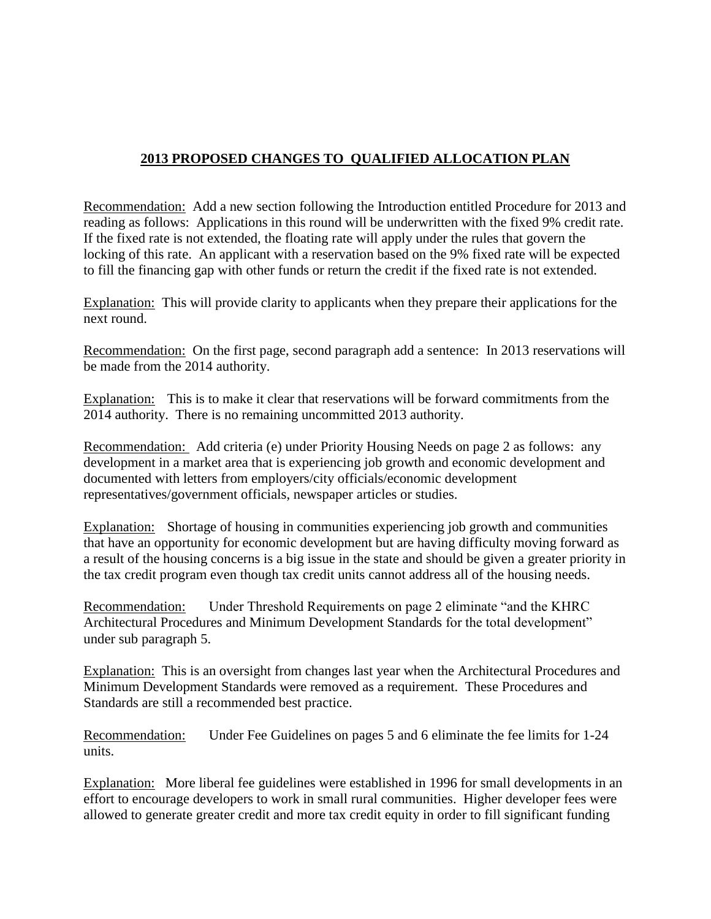## 2013 PROPOSED CHANGES TO QUALIFIED ALLOCATION PLAN

Recommendation: Add a new section following the Introduction entitled Procedure for 2013 and reading as follows: Applications in this round will be underwritten with the fixed 9% credit rate. If the fixed rate is not extended, the floating rate will apply under the rules that govern the locking of this rate. An applicant with a reservation based on the 9% fixed rate will be expected to fill the financing gap with other funds or return the credit if the fixed rate is not extended.

Explanation: This will provide clarity to applicants when they prepare their applications for the next round.

Recommendation: On the first page, second paragraph add a sentence: In 2013 reservations will be made from the 2014 authority.

Explanation: This is to make it clear that reservations will be forward commitments from the 2014 authority. There is no remaining uncommitted 2013 authority.

Recommendation: Add criteria (e) under Priority Housing Needs on page 2 as follows: any development in a market area that is experiencing job growth and economic development and documented with letters from employers/city officials/economic development representatives/government officials, newspaper articles or studies.

Explanation: Shortage of housing in communities experiencing job growth and communities that have an opportunity for economic development but are having difficulty moving forward as a result of the housing concerns is a big issue in the state and should be given a greater priority in the tax credit program even though tax credit units cannot address all of the housing needs.

Recommendation: Under Threshold Requirements on page 2 eliminate "and the KHRC Architectural Procedures and Minimum Development Standards for the total development" under sub paragraph 5.

Explanation: This is an oversight from changes last year when the Architectural Procedures and Minimum Development Standards were removed as a requirement. These Procedures and Standards are still a recommended best practice.

Recommendation: Under Fee Guidelines on pages 5 and 6 eliminate the fee limits for 1-24 units.

Explanation: More liberal fee guidelines were established in 1996 for small developments in an effort to encourage developers to work in small rural communities. Higher developer fees were allowed to generate greater credit and more tax credit equity in order to fill significant funding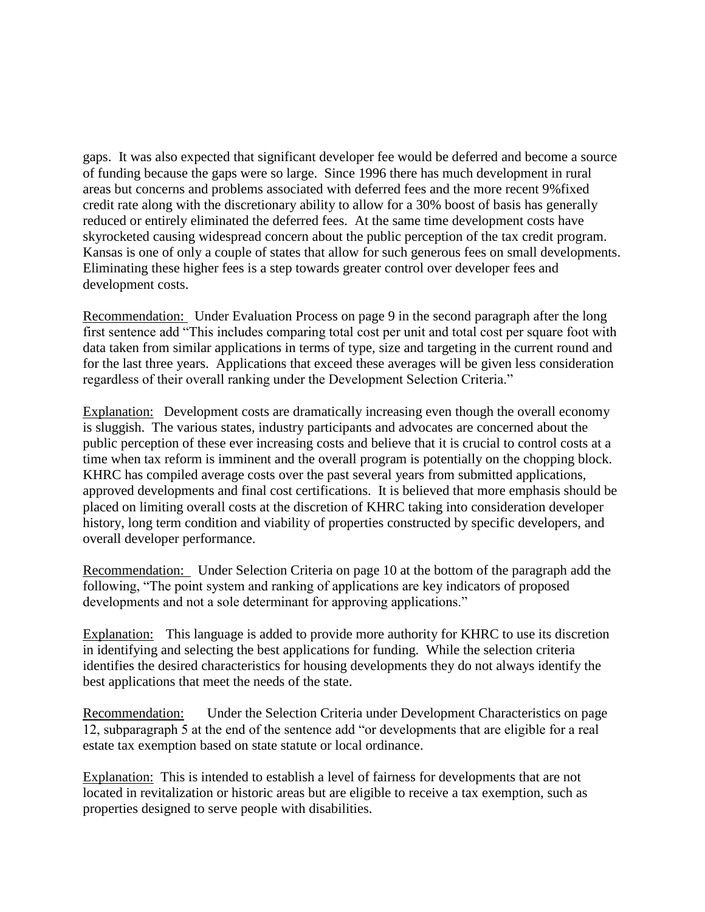gaps. It was also expected that significant developer fee would be deferred and become a source of funding because the gaps were so large. Since 1996 there has much development in rural areas but concerns and problems associated with deferred fees and the more recent 9%fixed credit rate along with the discretionary ability to allow for a 30% boost of basis has generally reduced or entirely eliminated the deferred fees. At the same time development costs have skyrocketed causing widespread concern about the public perception of the tax credit program. Kansas is one of only a couple of states that allow for such generous fees on small developments. Eliminating these higher fees is a step towards greater control over developer fees and development costs.

Recommendation: Under Evaluation Process on page 9 in the second paragraph after the long first sentence add "This includes comparing total cost per unit and total cost per square foot with data taken from similar applications in terms of type, size and targeting in the current round and for the last three years. Applications that exceed these averages will be given less consideration regardless of their overall ranking under the Development Selection Criteria."

Explanation: Development costs are dramatically increasing even though the overall economy is sluggish. The various states, industry participants and advocates are concerned about the public perception of these ever increasing costs and believe that it is crucial to control costs at a time when tax reform is imminent and the overall program is potentially on the chopping block. KHRC has compiled average costs over the past several years from submitted applications, approved developments and final cost certifications. It is believed that more emphasis should be placed on limiting overall costs at the discretion of KHRC taking into consideration developer history, long term condition and viability of properties constructed by specific developers, and overall developer performance.

Recommendation: Under Selection Criteria on page 10 at the bottom of the paragraph add the following, "The point system and ranking of applications are key indicators of proposed developments and not a sole determinant for approving applications."

Explanation: This language is added to provide more authority for KHRC to use its discretion in identifying and selecting the best applications for funding. While the selection criteria identifies the desired characteristics for housing developments they do not always identify the best applications that meet the needs of the state.

Recommendation: Under the Selection Criteria under Development Characteristics on page 12, subparagraph 5 at the end of the sentence add "or developments that are eligible for a real estate tax exemption based on state statute or local ordinance.

Explanation: This is intended to establish a level of fairness for developments that are not located in revitalization or historic areas but are eligible to receive a tax exemption, such as properties designed to serve people with disabilities.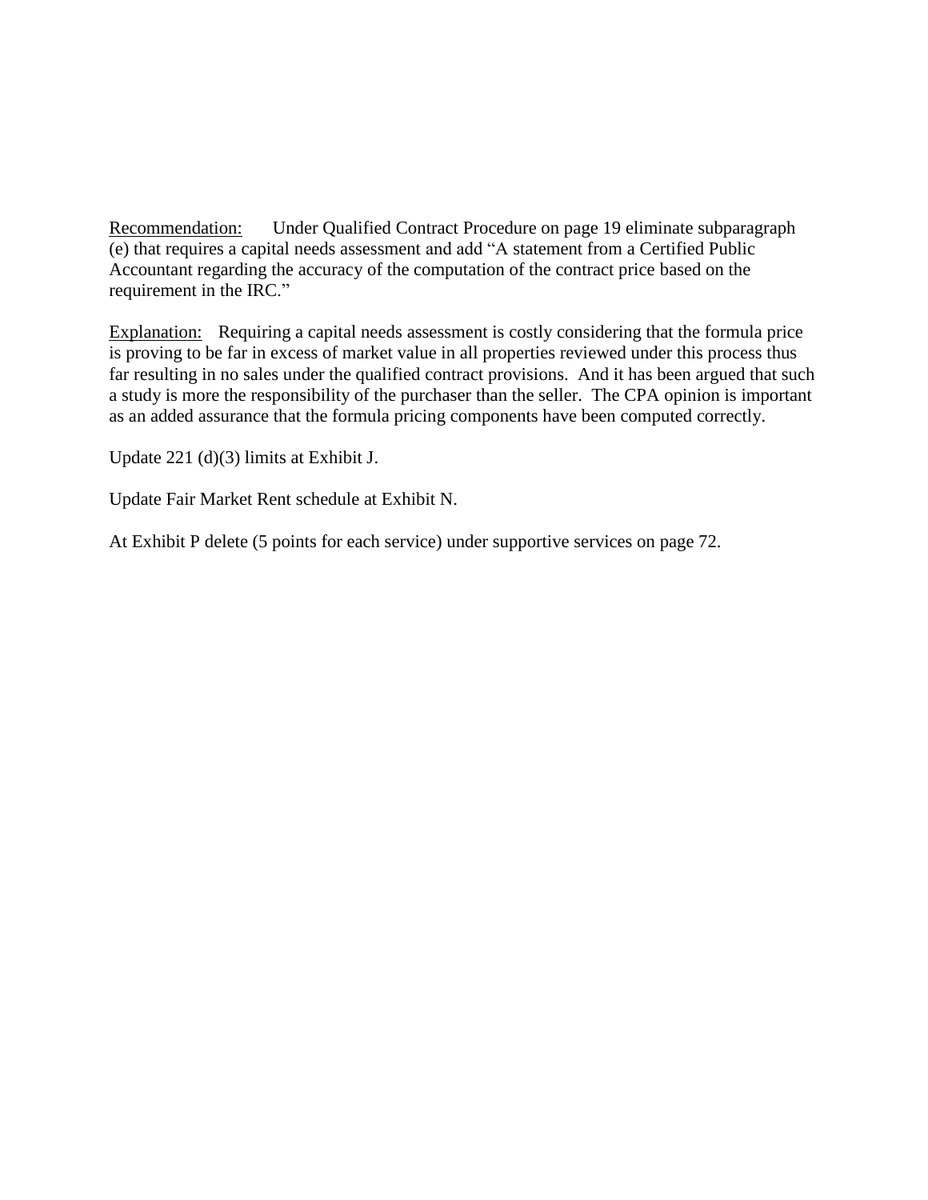<u>Recommendation:</u> Under Qualified Contract Procedure on page 19 eliminate subparagraph (e) that requires a capital needs assessment and add "A statement from a Certified Public Accountant regarding the accuracy of the computation of the contract price based on the requirement in the IRC."

<u>Explanation:</u> Requiring a capital needs assessment is costly considering that the formula price is proving to be far in excess of market value in all properties reviewed under this process thus far resulting in no sales under the qualified contract provisions. And it has been argued that such a study is more the responsibility of the purchaser than the seller. The CPA opinion is important as an added assurance that the formula pricing components have been computed correctly.

Update 221 (d)(3) limits at Exhibit J.

Update Fair Market Rent schedule at Exhibit N.

At Exhibit P delete (5 points for each service) under supportive services on page 72.